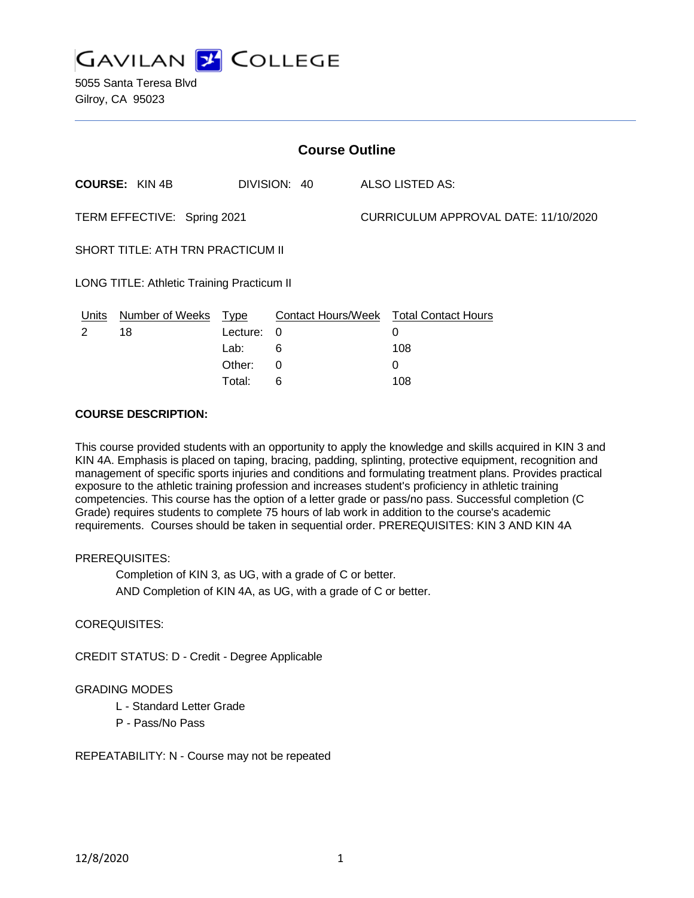# GAVILAN COLLEGE

5055 Santa Teresa Blvd
Gilroy, CA 95023

## Course Outline

**COURSE:** KIN 4B DIVISION: 40 ALSO LISTED AS:

TERM EFFECTIVE: Spring 2021 CURRICULUM APPROVAL DATE: 11/10/2020

SHORT TITLE: ATH TRN PRACTICUM II

LONG TITLE: Athletic Training Practicum II

| Units | Number of Weeks | Type | Contact Hours/Week | Total Contact Hours |
|---|---|---|---|---|
| 2 | 18 | Lecture: | 0 | 0 |
| | | Lab: | 6 | 108 |
| | | Other: | 0 | 0 |
| | | Total: | 6 | 108 |

**COURSE DESCRIPTION:**

This course provided students with an opportunity to apply the knowledge and skills acquired in KIN 3 and KIN 4A. Emphasis is placed on taping, bracing, padding, splinting, protective equipment, recognition and management of specific sports injuries and conditions and formulating treatment plans. Provides practical exposure to the athletic training profession and increases student's proficiency in athletic training competencies. This course has the option of a letter grade or pass/no pass. Successful completion (C Grade) requires students to complete 75 hours of lab work in addition to the course's academic requirements. Courses should be taken in sequential order. PREREQUISITES: KIN 3 AND KIN 4A

PREREQUISITES:

Completion of KIN 3, as UG, with a grade of C or better.
AND Completion of KIN 4A, as UG, with a grade of C or better.

COREQUISITES:

CREDIT STATUS: D - Credit - Degree Applicable

GRADING MODES

L - Standard Letter Grade
P - Pass/No Pass

REPEATABILITY: N - Course may not be repeated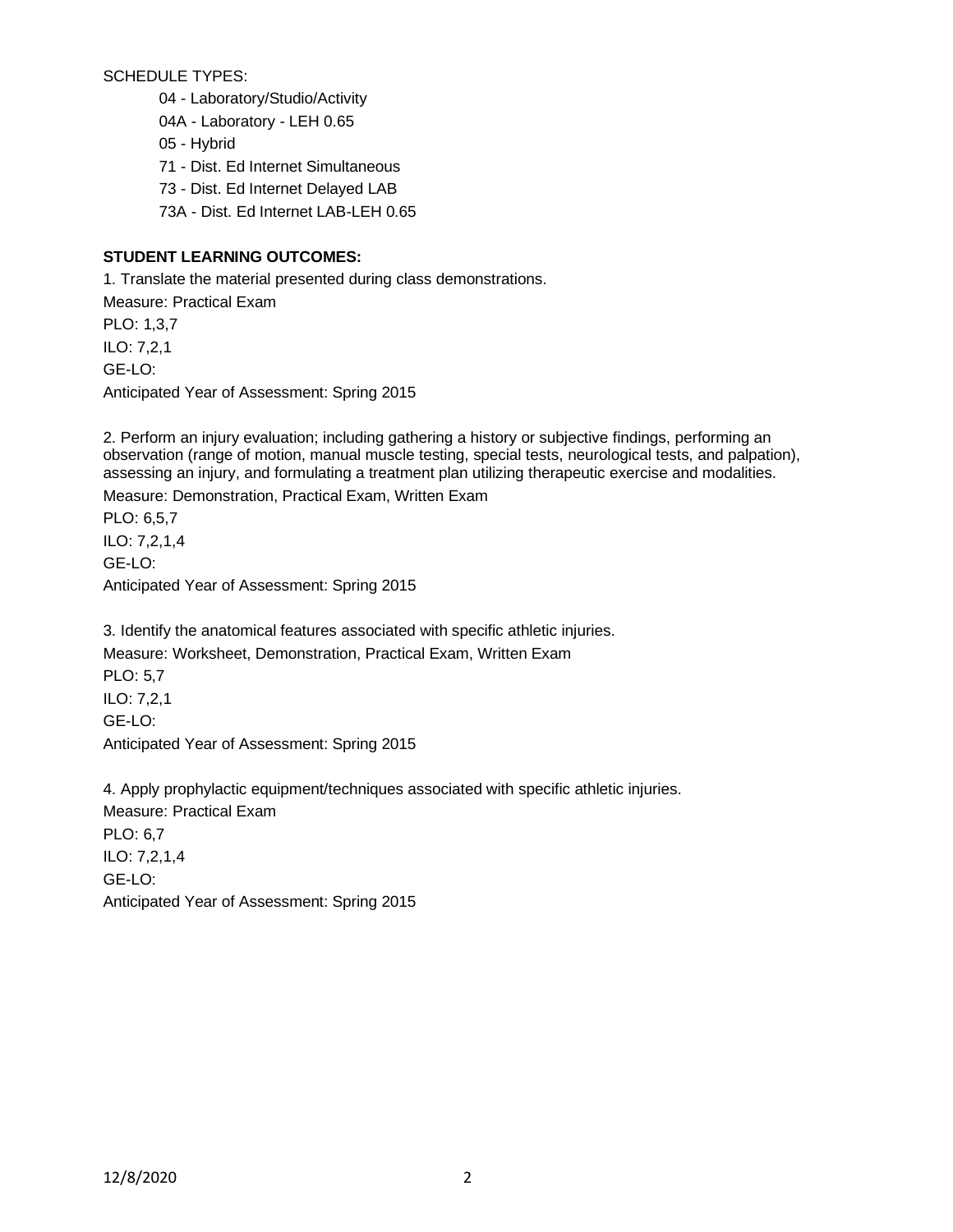SCHEDULE TYPES:

- 04 - Laboratory/Studio/Activity
- 04A - Laboratory - LEH 0.65
- 05 - Hybrid
- 71 - Dist. Ed Internet Simultaneous
- 73 - Dist. Ed Internet Delayed LAB
- 73A - Dist. Ed Internet LAB-LEH 0.65

**STUDENT LEARNING OUTCOMES:**

1. Translate the material presented during class demonstrations.
Measure: Practical Exam
PLO: 1,3,7
ILO: 7,2,1
GE-LO:
Anticipated Year of Assessment: Spring 2015

2. Perform an injury evaluation; including gathering a history or subjective findings, performing an observation (range of motion, manual muscle testing, special tests, neurological tests, and palpation), assessing an injury, and formulating a treatment plan utilizing therapeutic exercise and modalities.
Measure: Demonstration, Practical Exam, Written Exam
PLO: 6,5,7
ILO: 7,2,1,4
GE-LO:
Anticipated Year of Assessment: Spring 2015

3. Identify the anatomical features associated with specific athletic injuries.
Measure: Worksheet, Demonstration, Practical Exam, Written Exam
PLO: 5,7
ILO: 7,2,1
GE-LO:
Anticipated Year of Assessment: Spring 2015

4. Apply prophylactic equipment/techniques associated with specific athletic injuries.
Measure: Practical Exam
PLO: 6,7
ILO: 7,2,1,4
GE-LO:
Anticipated Year of Assessment: Spring 2015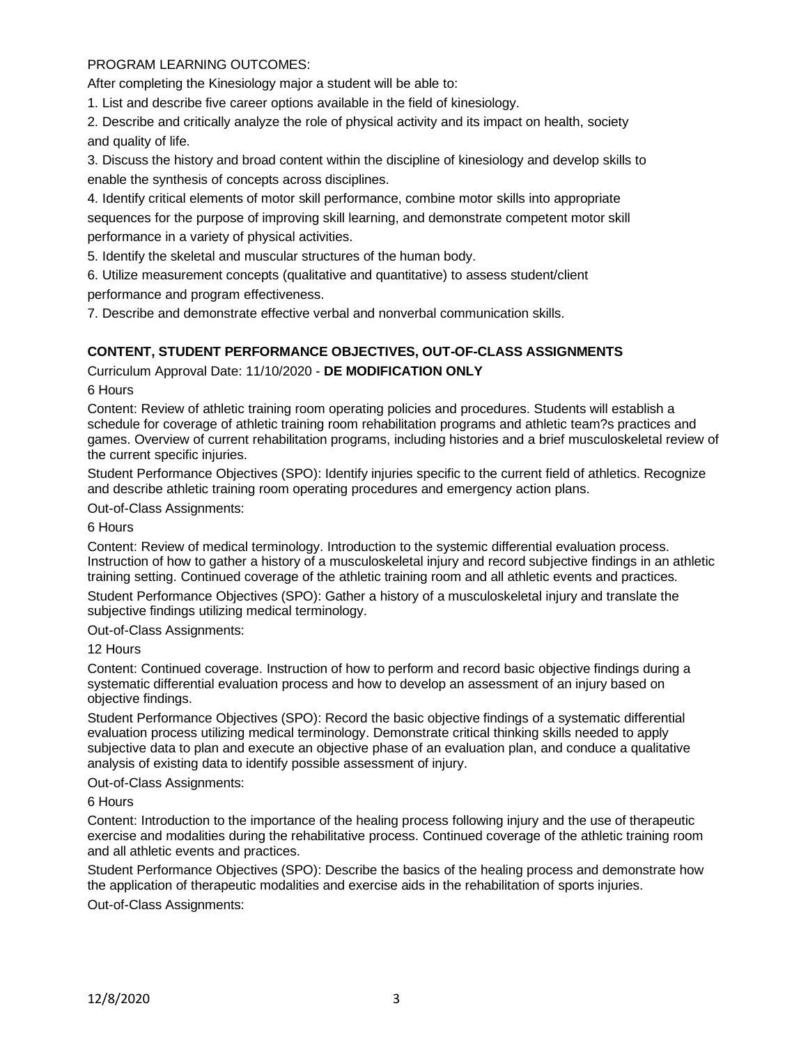PROGRAM LEARNING OUTCOMES:

After completing the Kinesiology major a student will be able to:

1. List and describe five career options available in the field of kinesiology.
2. Describe and critically analyze the role of physical activity and its impact on health, society and quality of life.
3. Discuss the history and broad content within the discipline of kinesiology and develop skills to enable the synthesis of concepts across disciplines.
4. Identify critical elements of motor skill performance, combine motor skills into appropriate sequences for the purpose of improving skill learning, and demonstrate competent motor skill performance in a variety of physical activities.
5. Identify the skeletal and muscular structures of the human body.
6. Utilize measurement concepts (qualitative and quantitative) to assess student/client performance and program effectiveness.
7. Describe and demonstrate effective verbal and nonverbal communication skills.

**CONTENT, STUDENT PERFORMANCE OBJECTIVES, OUT-OF-CLASS ASSIGNMENTS**

Curriculum Approval Date: 11/10/2020 - **DE MODIFICATION ONLY**

6 Hours

Content: Review of athletic training room operating policies and procedures. Students will establish a schedule for coverage of athletic training room rehabilitation programs and athletic team?s practices and games. Overview of current rehabilitation programs, including histories and a brief musculoskeletal review of the current specific injuries.

Student Performance Objectives (SPO): Identify injuries specific to the current field of athletics. Recognize and describe athletic training room operating procedures and emergency action plans.

Out-of-Class Assignments:

6 Hours

Content: Review of medical terminology. Introduction to the systemic differential evaluation process. Instruction of how to gather a history of a musculoskeletal injury and record subjective findings in an athletic training setting. Continued coverage of the athletic training room and all athletic events and practices.

Student Performance Objectives (SPO): Gather a history of a musculoskeletal injury and translate the subjective findings utilizing medical terminology.

Out-of-Class Assignments:

12 Hours

Content: Continued coverage. Instruction of how to perform and record basic objective findings during a systematic differential evaluation process and how to develop an assessment of an injury based on objective findings.

Student Performance Objectives (SPO): Record the basic objective findings of a systematic differential evaluation process utilizing medical terminology. Demonstrate critical thinking skills needed to apply subjective data to plan and execute an objective phase of an evaluation plan, and conduce a qualitative analysis of existing data to identify possible assessment of injury.

Out-of-Class Assignments:

6 Hours

Content: Introduction to the importance of the healing process following injury and the use of therapeutic exercise and modalities during the rehabilitative process. Continued coverage of the athletic training room and all athletic events and practices.

Student Performance Objectives (SPO): Describe the basics of the healing process and demonstrate how the application of therapeutic modalities and exercise aids in the rehabilitation of sports injuries.

Out-of-Class Assignments: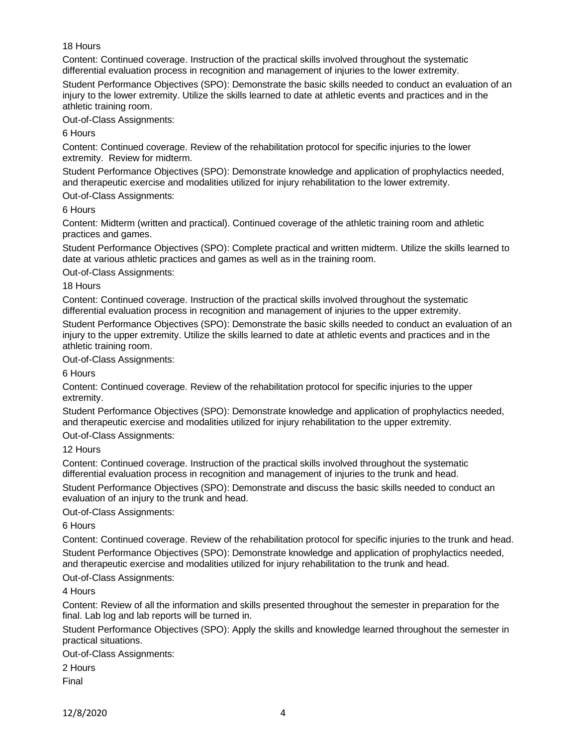18 Hours

Content: Continued coverage. Instruction of the practical skills involved throughout the systematic differential evaluation process in recognition and management of injuries to the lower extremity.

Student Performance Objectives (SPO): Demonstrate the basic skills needed to conduct an evaluation of an injury to the lower extremity. Utilize the skills learned to date at athletic events and practices and in the athletic training room.

Out-of-Class Assignments:

6 Hours

Content: Continued coverage. Review of the rehabilitation protocol for specific injuries to the lower extremity. Review for midterm.

Student Performance Objectives (SPO): Demonstrate knowledge and application of prophylactics needed, and therapeutic exercise and modalities utilized for injury rehabilitation to the lower extremity.

Out-of-Class Assignments:

6 Hours

Content: Midterm (written and practical). Continued coverage of the athletic training room and athletic practices and games.

Student Performance Objectives (SPO): Complete practical and written midterm. Utilize the skills learned to date at various athletic practices and games as well as in the training room.

Out-of-Class Assignments:

18 Hours

Content: Continued coverage. Instruction of the practical skills involved throughout the systematic differential evaluation process in recognition and management of injuries to the upper extremity.

Student Performance Objectives (SPO): Demonstrate the basic skills needed to conduct an evaluation of an injury to the upper extremity. Utilize the skills learned to date at athletic events and practices and in the athletic training room.

Out-of-Class Assignments:

6 Hours

Content: Continued coverage. Review of the rehabilitation protocol for specific injuries to the upper extremity.

Student Performance Objectives (SPO): Demonstrate knowledge and application of prophylactics needed, and therapeutic exercise and modalities utilized for injury rehabilitation to the upper extremity.

Out-of-Class Assignments:

12 Hours

Content: Continued coverage. Instruction of the practical skills involved throughout the systematic differential evaluation process in recognition and management of injuries to the trunk and head.

Student Performance Objectives (SPO): Demonstrate and discuss the basic skills needed to conduct an evaluation of an injury to the trunk and head.

Out-of-Class Assignments:

6 Hours

Content: Continued coverage. Review of the rehabilitation protocol for specific injuries to the trunk and head.

Student Performance Objectives (SPO): Demonstrate knowledge and application of prophylactics needed, and therapeutic exercise and modalities utilized for injury rehabilitation to the trunk and head.

Out-of-Class Assignments:

4 Hours

Content: Review of all the information and skills presented throughout the semester in preparation for the final. Lab log and lab reports will be turned in.

Student Performance Objectives (SPO): Apply the skills and knowledge learned throughout the semester in practical situations.

Out-of-Class Assignments:

2 Hours

Final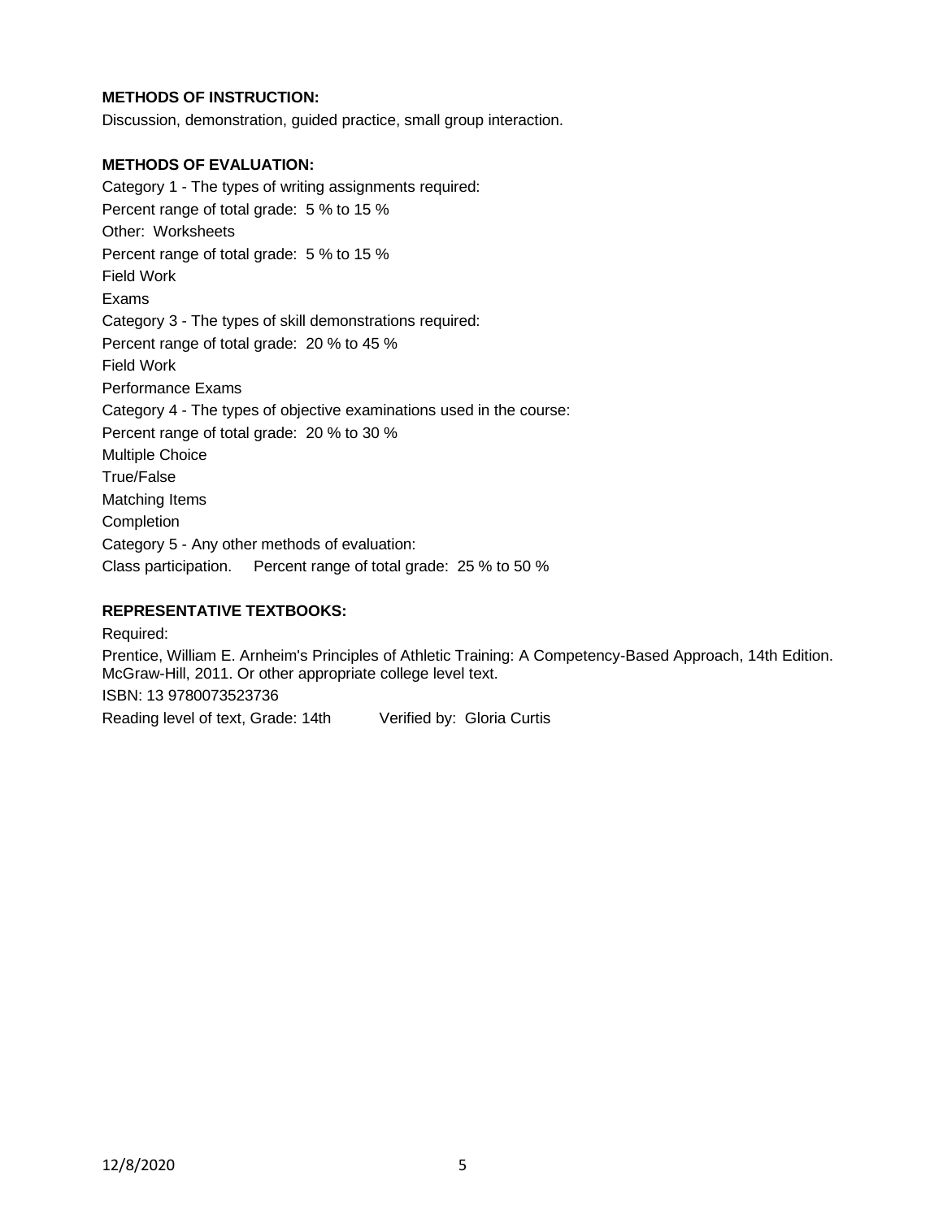**METHODS OF INSTRUCTION:**

Discussion, demonstration, guided practice, small group interaction.

**METHODS OF EVALUATION:**

Category 1 - The types of writing assignments required:
Percent range of total grade: 5 % to 15 %
Other: Worksheets
Percent range of total grade: 5 % to 15 %
Field Work
Exams
Category 3 - The types of skill demonstrations required:
Percent range of total grade: 20 % to 45 %
Field Work
Performance Exams
Category 4 - The types of objective examinations used in the course:
Percent range of total grade: 20 % to 30 %
Multiple Choice
True/False
Matching Items
Completion
Category 5 - Any other methods of evaluation:
Class participation. Percent range of total grade: 25 % to 50 %

**REPRESENTATIVE TEXTBOOKS:**

Required:
Prentice, William E. Arnheim's Principles of Athletic Training: A Competency-Based Approach, 14th Edition. McGraw-Hill, 2011. Or other appropriate college level text.
ISBN: 13 9780073523736
Reading level of text, Grade: 14th Verified by: Gloria Curtis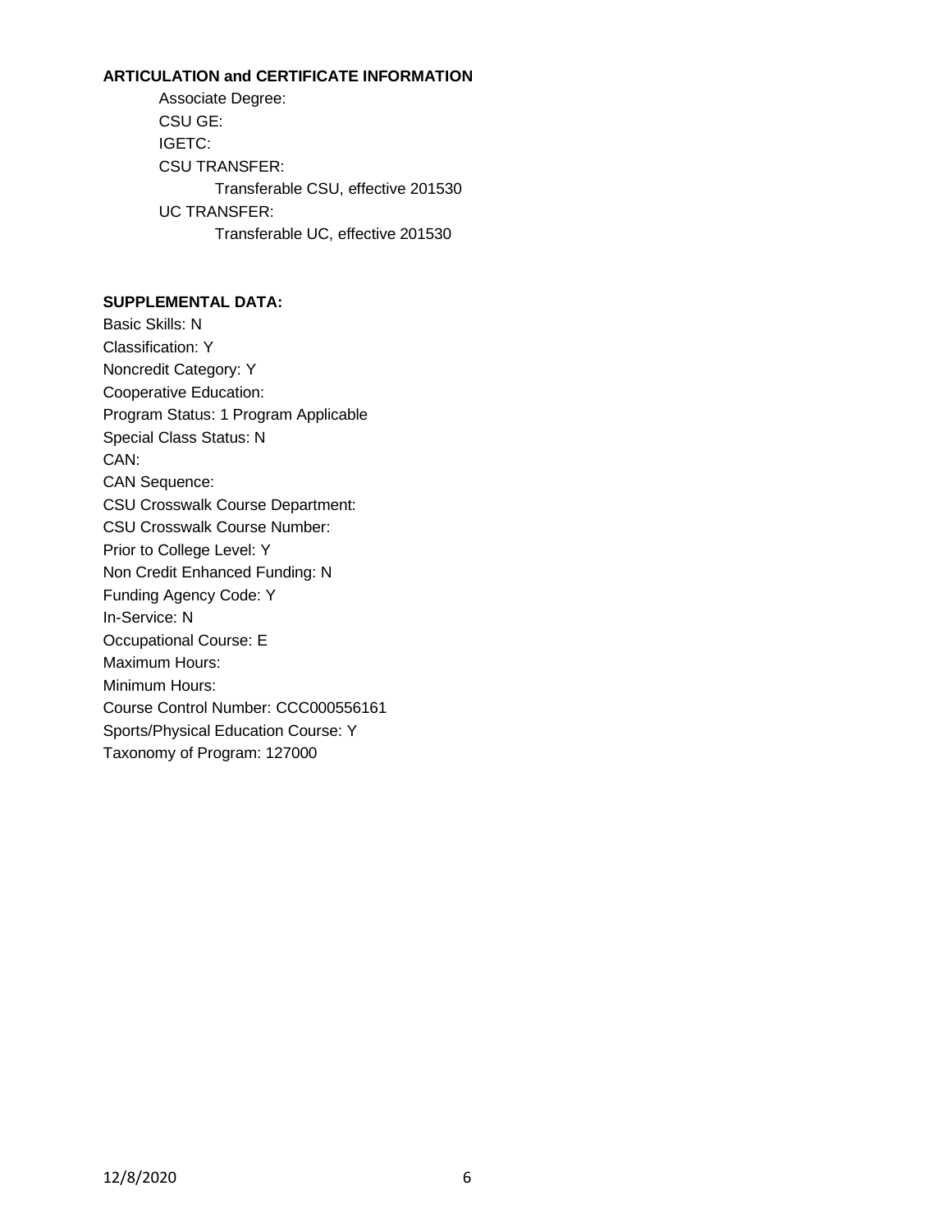**ARTICULATION and CERTIFICATE INFORMATION**

Associate Degree:

CSU GE:

IGETC:

CSU TRANSFER:

Transferable CSU, effective 201530

UC TRANSFER:

Transferable UC, effective 201530

**SUPPLEMENTAL DATA:**

Basic Skills: N

Classification: Y

Noncredit Category: Y

Cooperative Education:

Program Status: 1 Program Applicable

Special Class Status: N

CAN:

CAN Sequence:

CSU Crosswalk Course Department:

CSU Crosswalk Course Number:

Prior to College Level: Y

Non Credit Enhanced Funding: N

Funding Agency Code: Y

In-Service: N

Occupational Course: E

Maximum Hours:

Minimum Hours:

Course Control Number: CCC000556161

Sports/Physical Education Course: Y

Taxonomy of Program: 127000